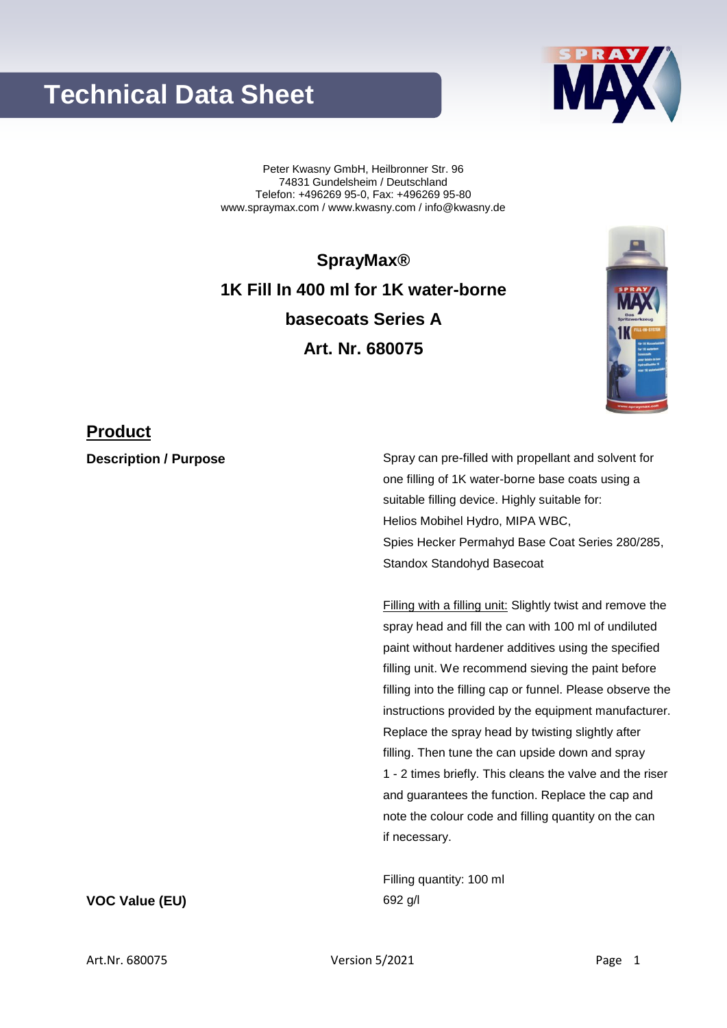# Technical Data Sheet

Peter Kwasny GmbH, Heilbronner Str. 96
74831 Gundelsheim / Deutschland
Telefon: +496269 95-0, Fax: +496269 95-80
www.spraymax.com / www.kwasny.com / info@kwasny.de

**SprayMax®**

**1K Fill In 400 ml for 1K water-borne basecoats Series A**

**Art. Nr. 680075**

## Product

**Description / Purpose**

Spray can pre-filled with propellant and solvent for one filling of 1K water-borne base coats using a suitable filling device. Highly suitable for:
Helios Mobihel Hydro, MIPA WBC,
Spies Hecker Permahyd Base Coat Series 280/285,
Standox Standohyd Basecoat

Filling with a filling unit: Slightly twist and remove the spray head and fill the can with 100 ml of undiluted paint without hardener additives using the specified filling unit. We recommend sieving the paint before filling into the filling cap or funnel. Please observe the instructions provided by the equipment manufacturer. Replace the spray head by twisting slightly after filling. Then tune the can upside down and spray 1 - 2 times briefly. This cleans the valve and the riser and guarantees the function. Replace the cap and note the colour code and filling quantity on the can if necessary.

Filling quantity: 100 ml

**VOC Value (EU)**

692 g/l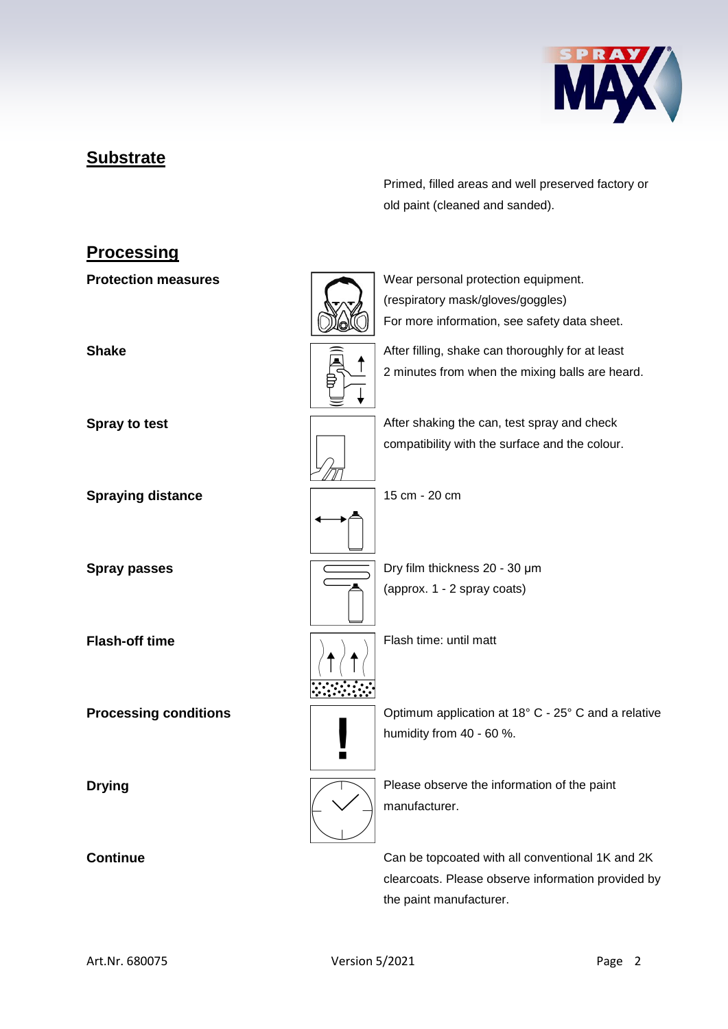## Substrate

Primed, filled areas and well preserved factory or old paint (cleaned and sanded).

## Processing

| | |
|---|---|
| **Protection measures** | Wear personal protection equipment. (respiratory mask/gloves/goggles) For more information, see safety data sheet. |
| **Shake** | After filling, shake can thoroughly for at least 2 minutes from when the mixing balls are heard. |
| **Spray to test** | After shaking the can, test spray and check compatibility with the surface and the colour. |
| **Spraying distance** | 15 cm - 20 cm |
| **Spray passes** | Dry film thickness 20 - 30 µm (approx. 1 - 2 spray coats) |
| **Flash-off time** | Flash time: until matt |
| **Processing conditions** | Optimum application at 18° C - 25° C and a relative humidity from 40 - 60 %. |
| **Drying** | Please observe the information of the paint manufacturer. |
| **Continue** | Can be topcoated with all conventional 1K and 2K clearcoats. Please observe information provided by the paint manufacturer. |

Art.Nr. 680075 Version 5/2021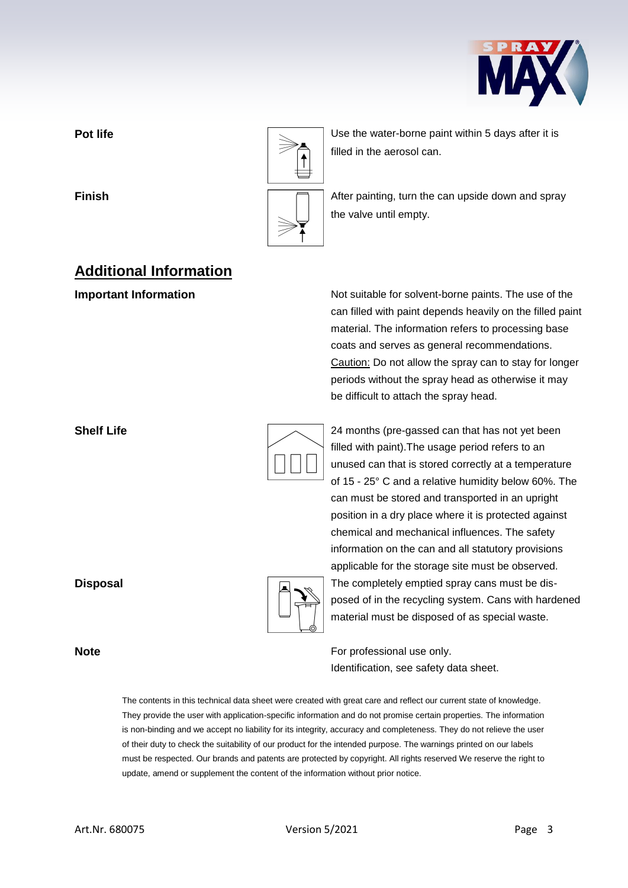**Pot life**

Use the water-borne paint within 5 days after it is filled in the aerosol can.

**Finish**

After painting, turn the can upside down and spray the valve until empty.

## Additional Information

**Important Information**

Not suitable for solvent-borne paints. The use of the can filled with paint depends heavily on the filled paint material. The information refers to processing base coats and serves as general recommendations. Caution: Do not allow the spray can to stay for longer periods without the spray head as otherwise it may be difficult to attach the spray head.

**Shelf Life**

24 months (pre-gassed can that has not yet been filled with paint).The usage period refers to an unused can that is stored correctly at a temperature of 15 - 25° C and a relative humidity below 60%. The can must be stored and transported in an upright position in a dry place where it is protected against chemical and mechanical influences. The safety information on the can and all statutory provisions applicable for the storage site must be observed.

**Disposal**

The completely emptied spray cans must be disposed of in the recycling system. Cans with hardened material must be disposed of as special waste.

**Note**

For professional use only.
Identification, see safety data sheet.

The contents in this technical data sheet were created with great care and reflect our current state of knowledge. They provide the user with application-specific information and do not promise certain properties. The information is non-binding and we accept no liability for its integrity, accuracy and completeness. They do not relieve the user of their duty to check the suitability of our product for the intended purpose. The warnings printed on our labels must be respected. Our brands and patents are protected by copyright. All rights reserved We reserve the right to update, amend or supplement the content of the information without prior notice.

Art.Nr. 680075 Version 5/2021